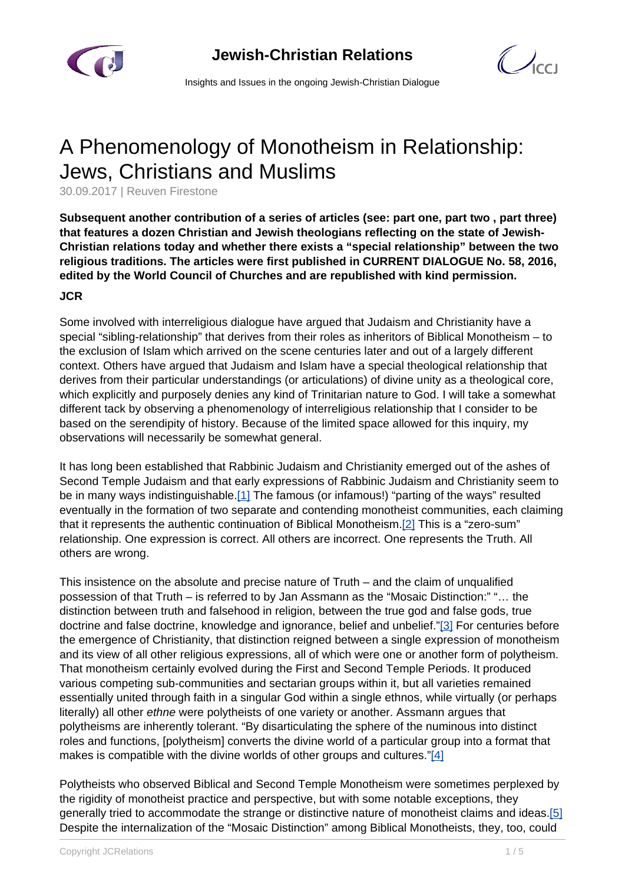# A Phenomenology of Monotheism in Relationship: Jews, Christians and Muslims

30.09.2017 | Reuven Firestone

**Subsequent another contribution of a series of articles (see: part one, part two , part three) that features a dozen Christian and Jewish theologians reflecting on the state of Jewish-Christian relations today and whether there exists a "special relationship" between the two religious traditions. The articles were first published in CURRENT DIALOGUE No. 58, 2016, edited by the World Council of Churches and are republished with kind permission.**

**JCR**

Some involved with interreligious dialogue have argued that Judaism and Christianity have a special "sibling-relationship" that derives from their roles as inheritors of Biblical Monotheism – to the exclusion of Islam which arrived on the scene centuries later and out of a largely different context. Others have argued that Judaism and Islam have a special theological relationship that derives from their particular understandings (or articulations) of divine unity as a theological core, which explicitly and purposely denies any kind of Trinitarian nature to God. I will take a somewhat different tack by observing a phenomenology of interreligious relationship that I consider to be based on the serendipity of history. Because of the limited space allowed for this inquiry, my observations will necessarily be somewhat general.

It has long been established that Rabbinic Judaism and Christianity emerged out of the ashes of Second Temple Judaism and that early expressions of Rabbinic Judaism and Christianity seem to be in many ways indistinguishable.[1] The famous (or infamous!) "parting of the ways" resulted eventually in the formation of two separate and contending monotheist communities, each claiming that it represents the authentic continuation of Biblical Monotheism.[2] This is a "zero-sum" relationship. One expression is correct. All others are incorrect. One represents the Truth. All others are wrong.

This insistence on the absolute and precise nature of Truth – and the claim of unqualified possession of that Truth – is referred to by Jan Assmann as the "Mosaic Distinction:" "… the distinction between truth and falsehood in religion, between the true god and false gods, true doctrine and false doctrine, knowledge and ignorance, belief and unbelief."[3] For centuries before the emergence of Christianity, that distinction reigned between a single expression of monotheism and its view of all other religious expressions, all of which were one or another form of polytheism. That monotheism certainly evolved during the First and Second Temple Periods. It produced various competing sub-communities and sectarian groups within it, but all varieties remained essentially united through faith in a singular God within a single ethnos, while virtually (or perhaps literally) all other *ethne* were polytheists of one variety or another. Assmann argues that polytheisms are inherently tolerant. "By disarticulating the sphere of the numinous into distinct roles and functions, [polytheism] converts the divine world of a particular group into a format that makes is compatible with the divine worlds of other groups and cultures."[4]

Polytheists who observed Biblical and Second Temple Monotheism were sometimes perplexed by the rigidity of monotheist practice and perspective, but with some notable exceptions, they generally tried to accommodate the strange or distinctive nature of monotheist claims and ideas.[5] Despite the internalization of the "Mosaic Distinction" among Biblical Monotheists, they, too, could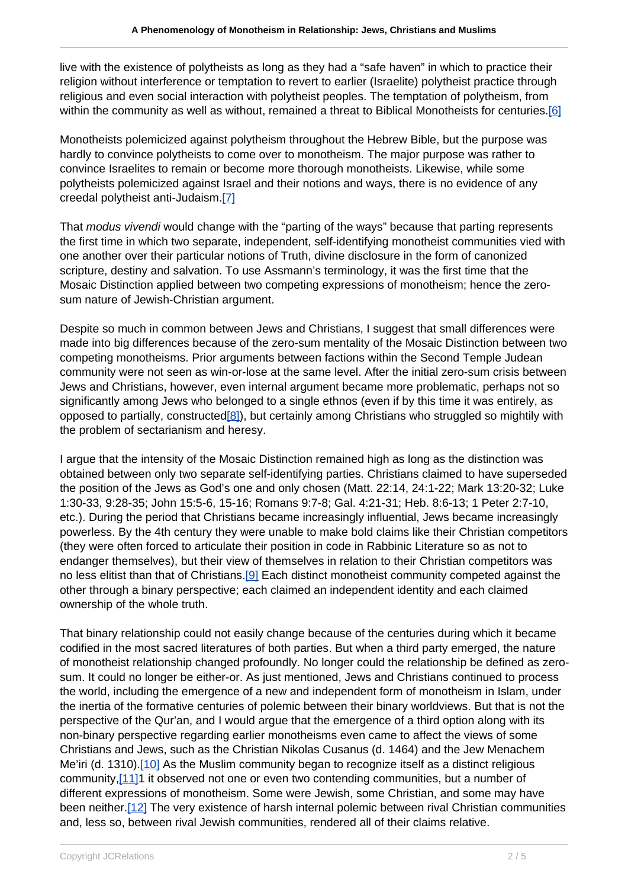live with the existence of polytheists as long as they had a "safe haven" in which to practice their religion without interference or temptation to revert to earlier (Israelite) polytheist practice through religious and even social interaction with polytheist peoples. The temptation of polytheism, from within the community as well as without, remained a threat to Biblical Monotheists for centuries.[6]

Monotheists polemicized against polytheism throughout the Hebrew Bible, but the purpose was hardly to convince polytheists to come over to monotheism. The major purpose was rather to convince Israelites to remain or become more thorough monotheists. Likewise, while some polytheists polemicized against Israel and their notions and ways, there is no evidence of any creedal polytheist anti-Judaism.[7]

That *modus vivendi* would change with the "parting of the ways" because that parting represents the first time in which two separate, independent, self-identifying monotheist communities vied with one another over their particular notions of Truth, divine disclosure in the form of canonized scripture, destiny and salvation. To use Assmann's terminology, it was the first time that the Mosaic Distinction applied between two competing expressions of monotheism; hence the zero-sum nature of Jewish-Christian argument.

Despite so much in common between Jews and Christians, I suggest that small differences were made into big differences because of the zero-sum mentality of the Mosaic Distinction between two competing monotheisms. Prior arguments between factions within the Second Temple Judean community were not seen as win-or-lose at the same level. After the initial zero-sum crisis between Jews and Christians, however, even internal argument became more problematic, perhaps not so significantly among Jews who belonged to a single ethnos (even if by this time it was entirely, as opposed to partially, constructed[8]), but certainly among Christians who struggled so mightily with the problem of sectarianism and heresy.

I argue that the intensity of the Mosaic Distinction remained high as long as the distinction was obtained between only two separate self-identifying parties. Christians claimed to have superseded the position of the Jews as God's one and only chosen (Matt. 22:14, 24:1-22; Mark 13:20-32; Luke 1:30-33, 9:28-35; John 15:5-6, 15-16; Romans 9:7-8; Gal. 4:21-31; Heb. 8:6-13; 1 Peter 2:7-10, etc.). During the period that Christians became increasingly influential, Jews became increasingly powerless. By the 4th century they were unable to make bold claims like their Christian competitors (they were often forced to articulate their position in code in Rabbinic Literature so as not to endanger themselves), but their view of themselves in relation to their Christian competitors was no less elitist than that of Christians.[9] Each distinct monotheist community competed against the other through a binary perspective; each claimed an independent identity and each claimed ownership of the whole truth.

That binary relationship could not easily change because of the centuries during which it became codified in the most sacred literatures of both parties. But when a third party emerged, the nature of monotheist relationship changed profoundly. No longer could the relationship be defined as zero-sum. It could no longer be either-or. As just mentioned, Jews and Christians continued to process the world, including the emergence of a new and independent form of monotheism in Islam, under the inertia of the formative centuries of polemic between their binary worldviews. But that is not the perspective of the Qur'an, and I would argue that the emergence of a third option along with its non-binary perspective regarding earlier monotheisms even came to affect the views of some Christians and Jews, such as the Christian Nikolas Cusanus (d. 1464) and the Jew Menachem Me'iri (d. 1310).[10] As the Muslim community began to recognize itself as a distinct religious community,[11]1 it observed not one or even two contending communities, but a number of different expressions of monotheism. Some were Jewish, some Christian, and some may have been neither.[12] The very existence of harsh internal polemic between rival Christian communities and, less so, between rival Jewish communities, rendered all of their claims relative.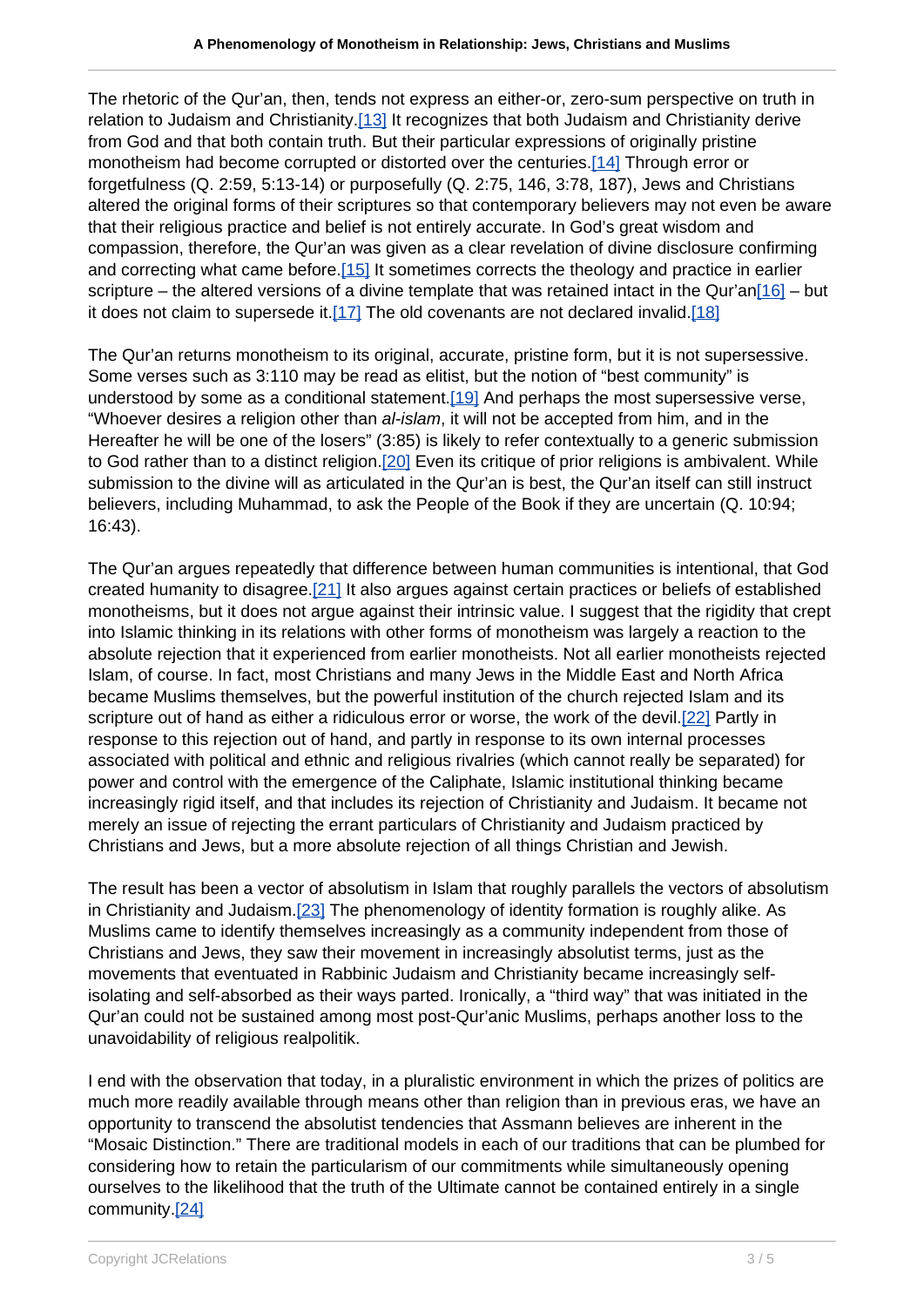The rhetoric of the Qur'an, then, tends not express an either-or, zero-sum perspective on truth in relation to Judaism and Christianity.[13] It recognizes that both Judaism and Christianity derive from God and that both contain truth. But their particular expressions of originally pristine monotheism had become corrupted or distorted over the centuries.[14] Through error or forgetfulness (Q. 2:59, 5:13-14) or purposefully (Q. 2:75, 146, 3:78, 187), Jews and Christians altered the original forms of their scriptures so that contemporary believers may not even be aware that their religious practice and belief is not entirely accurate. In God's great wisdom and compassion, therefore, the Qur'an was given as a clear revelation of divine disclosure confirming and correcting what came before.[15] It sometimes corrects the theology and practice in earlier scripture – the altered versions of a divine template that was retained intact in the Qur'an[16] – but it does not claim to supersede it.[17] The old covenants are not declared invalid.[18]

The Qur'an returns monotheism to its original, accurate, pristine form, but it is not supersessive. Some verses such as 3:110 may be read as elitist, but the notion of "best community" is understood by some as a conditional statement.[19] And perhaps the most supersessive verse, "Whoever desires a religion other than *al-islam*, it will not be accepted from him, and in the Hereafter he will be one of the losers" (3:85) is likely to refer contextually to a generic submission to God rather than to a distinct religion.[20] Even its critique of prior religions is ambivalent. While submission to the divine will as articulated in the Qur'an is best, the Qur'an itself can still instruct believers, including Muhammad, to ask the People of the Book if they are uncertain (Q. 10:94; 16:43).

The Qur'an argues repeatedly that difference between human communities is intentional, that God created humanity to disagree.[21] It also argues against certain practices or beliefs of established monotheisms, but it does not argue against their intrinsic value. I suggest that the rigidity that crept into Islamic thinking in its relations with other forms of monotheism was largely a reaction to the absolute rejection that it experienced from earlier monotheists. Not all earlier monotheists rejected Islam, of course. In fact, most Christians and many Jews in the Middle East and North Africa became Muslims themselves, but the powerful institution of the church rejected Islam and its scripture out of hand as either a ridiculous error or worse, the work of the devil.[22] Partly in response to this rejection out of hand, and partly in response to its own internal processes associated with political and ethnic and religious rivalries (which cannot really be separated) for power and control with the emergence of the Caliphate, Islamic institutional thinking became increasingly rigid itself, and that includes its rejection of Christianity and Judaism. It became not merely an issue of rejecting the errant particulars of Christianity and Judaism practiced by Christians and Jews, but a more absolute rejection of all things Christian and Jewish.

The result has been a vector of absolutism in Islam that roughly parallels the vectors of absolutism in Christianity and Judaism.[23] The phenomenology of identity formation is roughly alike. As Muslims came to identify themselves increasingly as a community independent from those of Christians and Jews, they saw their movement in increasingly absolutist terms, just as the movements that eventuated in Rabbinic Judaism and Christianity became increasingly self-isolating and self-absorbed as their ways parted. Ironically, a "third way" that was initiated in the Qur'an could not be sustained among most post-Qur'anic Muslims, perhaps another loss to the unavoidability of religious realpolitik.

I end with the observation that today, in a pluralistic environment in which the prizes of politics are much more readily available through means other than religion than in previous eras, we have an opportunity to transcend the absolutist tendencies that Assmann believes are inherent in the "Mosaic Distinction." There are traditional models in each of our traditions that can be plumbed for considering how to retain the particularism of our commitments while simultaneously opening ourselves to the likelihood that the truth of the Ultimate cannot be contained entirely in a single community.[24]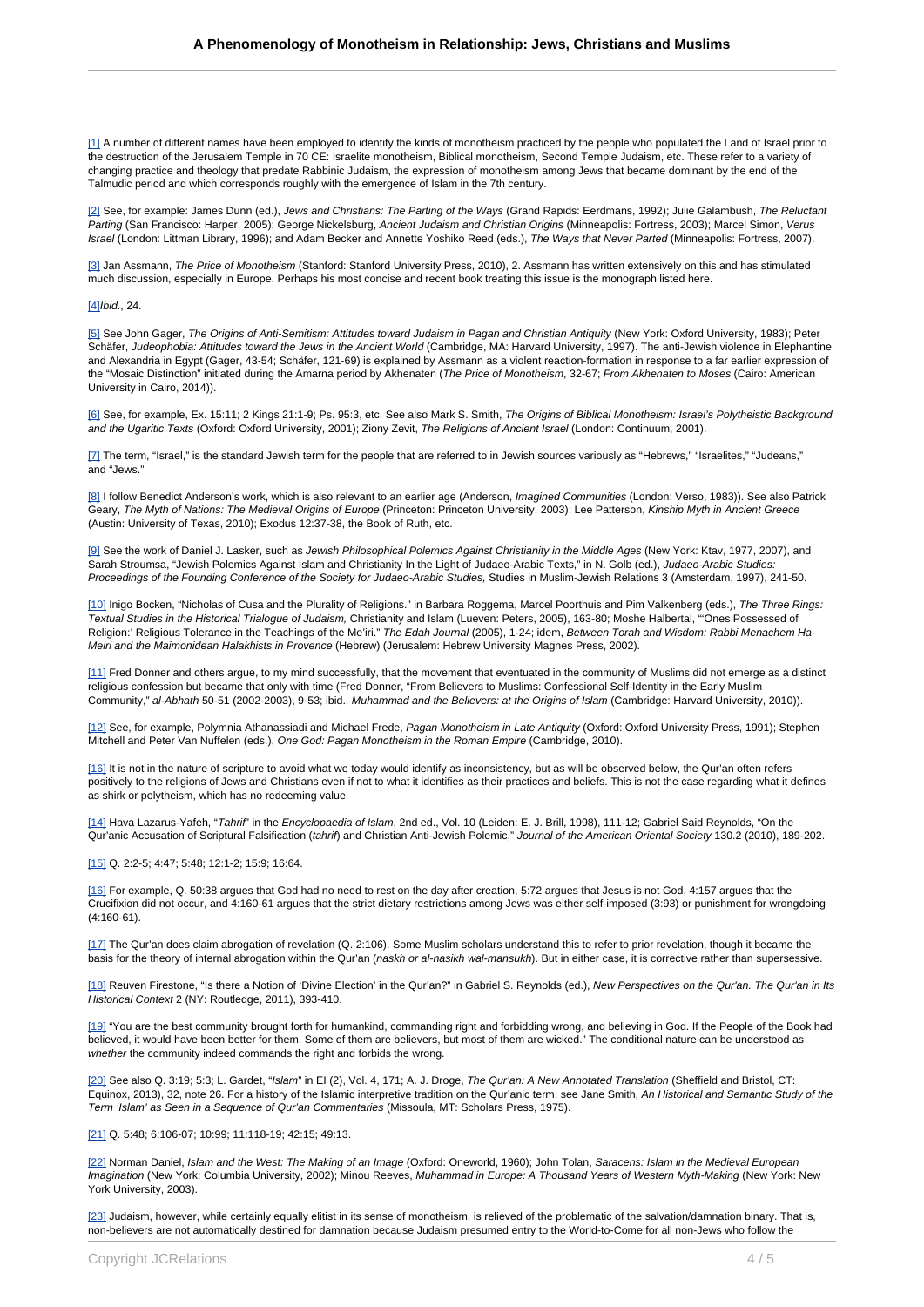[1] A number of different names have been employed to identify the kinds of monotheism practiced by the people who populated the Land of Israel prior to the destruction of the Jerusalem Temple in 70 CE: Israelite monotheism, Biblical monotheism, Second Temple Judaism, etc. These refer to a variety of changing practice and theology that predate Rabbinic Judaism, the expression of monotheism among Jews that became dominant by the end of the Talmudic period and which corresponds roughly with the emergence of Islam in the 7th century.

[2] See, for example: James Dunn (ed.), *Jews and Christians: The Parting of the Ways* (Grand Rapids: Eerdmans, 1992); Julie Galambush, *The Reluctant Parting* (San Francisco: Harper, 2005); George Nickelsburg, *Ancient Judaism and Christian Origins* (Minneapolis: Fortress, 2003); Marcel Simon, *Verus Israel* (London: Littman Library, 1996); and Adam Becker and Annette Yoshiko Reed (eds.), *The Ways that Never Parted* (Minneapolis: Fortress, 2007).

[3] Jan Assmann, *The Price of Monotheism* (Stanford: Stanford University Press, 2010), 2. Assmann has written extensively on this and has stimulated much discussion, especially in Europe. Perhaps his most concise and recent book treating this issue is the monograph listed here.

[4]*Ibid*., 24.

[5] See John Gager, *The Origins of Anti-Semitism: Attitudes toward Judaism in Pagan and Christian Antiquity* (New York: Oxford University, 1983); Peter Schäfer, *Judeophobia: Attitudes toward the Jews in the Ancient World* (Cambridge, MA: Harvard University, 1997). The anti-Jewish violence in Elephantine and Alexandria in Egypt (Gager, 43-54; Schäfer, 121-69) is explained by Assmann as a violent reaction-formation in response to a far earlier expression of the "Mosaic Distinction" initiated during the Amarna period by Akhenaten (*The Price of Monotheism*, 32-67; *From Akhenaten to Moses* (Cairo: American University in Cairo, 2014)).

[6] See, for example, Ex. 15:11; 2 Kings 21:1-9; Ps. 95:3, etc. See also Mark S. Smith, *The Origins of Biblical Monotheism: Israel's Polytheistic Background and the Ugaritic Texts* (Oxford: Oxford University, 2001); Ziony Zevit, *The Religions of Ancient Israel* (London: Continuum, 2001).

[7] The term, "Israel," is the standard Jewish term for the people that are referred to in Jewish sources variously as "Hebrews," "Israelites," "Judeans," and "Jews."

[8] I follow Benedict Anderson's work, which is also relevant to an earlier age (Anderson, *Imagined Communities* (London: Verso, 1983)). See also Patrick Geary, *The Myth of Nations: The Medieval Origins of Europe* (Princeton: Princeton University, 2003); Lee Patterson, *Kinship Myth in Ancient Greece* (Austin: University of Texas, 2010); Exodus 12:37-38, the Book of Ruth, etc.

[9] See the work of Daniel J. Lasker, such as *Jewish Philosophical Polemics Against Christianity in the Middle Ages* (New York: Ktav, 1977, 2007), and Sarah Stroumsa, "Jewish Polemics Against Islam and Christianity In the Light of Judaeo-Arabic Texts," in N. Golb (ed.), *Judaeo-Arabic Studies: Proceedings of the Founding Conference of the Society for Judaeo-Arabic Studies,* Studies in Muslim-Jewish Relations 3 (Amsterdam, 1997), 241-50.

[10] Inigo Bocken, "Nicholas of Cusa and the Plurality of Religions." in Barbara Roggema, Marcel Poorthuis and Pim Valkenberg (eds.), *The Three Rings: Textual Studies in the Historical Trialogue of Judaism,* Christianity and Islam (Lueven: Peters, 2005), 163-80; Moshe Halbertal, "'Ones Possessed of Religion:' Religious Tolerance in the Teachings of the Me'iri." *The Edah Journal* (2005), 1-24; idem, *Between Torah and Wisdom: Rabbi Menachem Ha-Meiri and the Maimonidean Halakhists in Provence* (Hebrew) (Jerusalem: Hebrew University Magnes Press, 2002).

[11] Fred Donner and others argue, to my mind successfully, that the movement that eventuated in the community of Muslims did not emerge as a distinct religious confession but became that only with time (Fred Donner, "From Believers to Muslims: Confessional Self-Identity in the Early Muslim Community," *al-Abhath* 50-51 (2002-2003), 9-53; ibid., *Muhammad and the Believers: at the Origins of Islam* (Cambridge: Harvard University, 2010)).

[12] See, for example, Polymnia Athanassiadi and Michael Frede, *Pagan Monotheism in Late Antiquity* (Oxford: Oxford University Press, 1991); Stephen Mitchell and Peter Van Nuffelen (eds.), *One God: Pagan Monotheism in the Roman Empire* (Cambridge, 2010).

[16] It is not in the nature of scripture to avoid what we today would identify as inconsistency, but as will be observed below, the Qur'an often refers positively to the religions of Jews and Christians even if not to what it identifies as their practices and beliefs. This is not the case regarding what it defines as shirk or polytheism, which has no redeeming value.

[14] Hava Lazarus-Yafeh, "*Tahrif*" in the *Encyclopaedia of Islam*, 2nd ed., Vol. 10 (Leiden: E. J. Brill, 1998), 111-12; Gabriel Said Reynolds, "On the Qur'anic Accusation of Scriptural Falsification (*tahrif*) and Christian Anti-Jewish Polemic," *Journal of the American Oriental Society* 130.2 (2010), 189-202.

[15] Q. 2:2-5; 4:47; 5:48; 12:1-2; 15:9; 16:64.

[16] For example, Q. 50:38 argues that God had no need to rest on the day after creation, 5:72 argues that Jesus is not God, 4:157 argues that the Crucifixion did not occur, and 4:160-61 argues that the strict dietary restrictions among Jews was either self-imposed (3:93) or punishment for wrongdoing (4:160-61).

[17] The Qur'an does claim abrogation of revelation (Q. 2:106). Some Muslim scholars understand this to refer to prior revelation, though it became the basis for the theory of internal abrogation within the Qur'an (*naskh or al-nasikh wal-mansukh*). But in either case, it is corrective rather than supersessive.

[18] Reuven Firestone, "Is there a Notion of 'Divine Election' in the Qur'an?" in Gabriel S. Reynolds (ed.), *New Perspectives on the Qur'an. The Qur'an in Its Historical Context* 2 (NY: Routledge, 2011), 393-410.

[19] "You are the best community brought forth for humankind, commanding right and forbidding wrong, and believing in God. If the People of the Book had believed, it would have been better for them. Some of them are believers, but most of them are wicked." The conditional nature can be understood as *whether* the community indeed commands the right and forbids the wrong.

[20] See also Q. 3:19; 5:3; L. Gardet, "*Islam*" in EI (2), Vol. 4, 171; A. J. Droge, *The Qur'an: A New Annotated Translation* (Sheffield and Bristol, CT: Equinox, 2013), 32, note 26. For a history of the Islamic interpretive tradition on the Qur'anic term, see Jane Smith, *An Historical and Semantic Study of the Term 'Islam' as Seen in a Sequence of Qur'an Commentaries* (Missoula, MT: Scholars Press, 1975).

[21] Q. 5:48; 6:106-07; 10:99; 11:118-19; 42:15; 49:13.

[22] Norman Daniel, *Islam and the West: The Making of an Image* (Oxford: Oneworld, 1960); John Tolan, *Saracens: Islam in the Medieval European Imagination* (New York: Columbia University, 2002); Minou Reeves, *Muhammad in Europe: A Thousand Years of Western Myth-Making* (New York: New York University, 2003).

[23] Judaism, however, while certainly equally elitist in its sense of monotheism, is relieved of the problematic of the salvation/damnation binary. That is, non-believers are not automatically destined for damnation because Judaism presumed entry to the World-to-Come for all non-Jews who follow the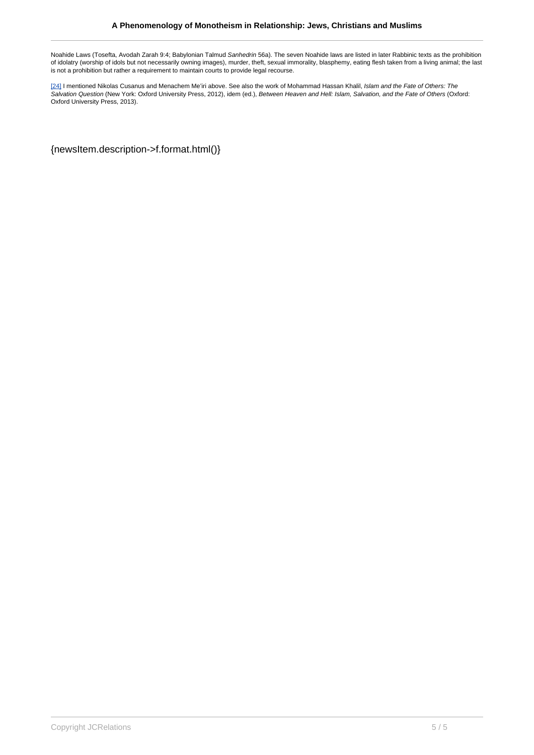Noahide Laws (Tosefta, Avodah Zarah 9:4; Babylonian Talmud *Sanhedrin* 56a). The seven Noahide laws are listed in later Rabbinic texts as the prohibition of idolatry (worship of idols but not necessarily owning images), murder, theft, sexual immorality, blasphemy, eating flesh taken from a living animal; the last is not a prohibition but rather a requirement to maintain courts to provide legal recourse.

[24] I mentioned Nikolas Cusanus and Menachem Me'iri above. See also the work of Mohammad Hassan Khalil, *Islam and the Fate of Others: The Salvation Question* (New York: Oxford University Press, 2012), idem (ed.), *Between Heaven and Hell: Islam, Salvation, and the Fate of Others* (Oxford: Oxford University Press, 2013).

{newsItem.description->f.format.html()}